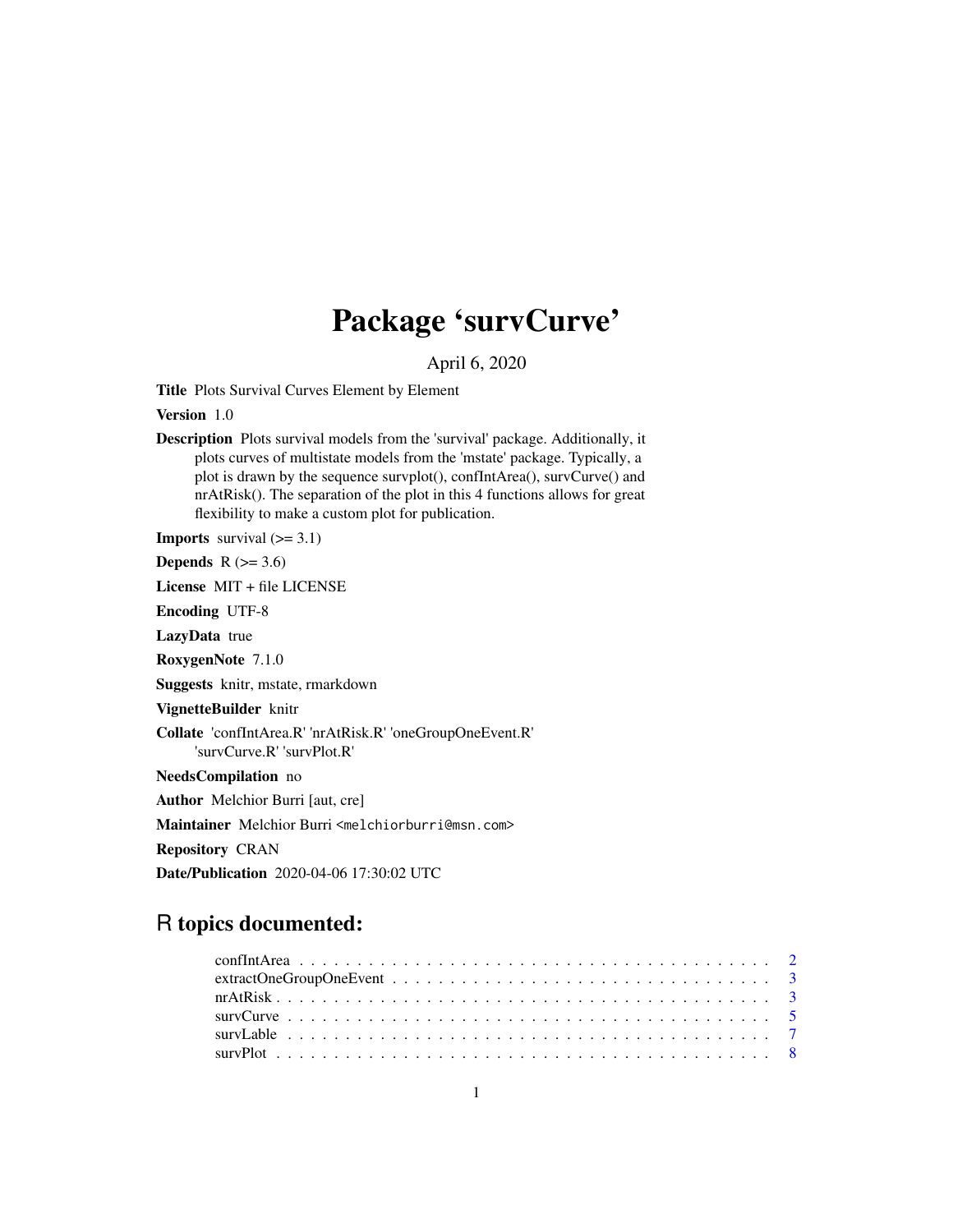# Package 'survCurve'

April 6, 2020

**Title** Plots Survival Curves Element by Element

**Version** 1.0

**Description** Plots survival models from the 'survival' package. Additionally, it plots curves of multistate models from the 'mstate' package. Typically, a plot is drawn by the sequence survplot(), confIntArea(), survCurve() and nrAtRisk(). The separation of the plot in this 4 functions allows for great flexibility to make a custom plot for publication.

**Imports** survival (>= 3.1)

**Depends** R (>= 3.6)

**License** MIT + file LICENSE

**Encoding** UTF-8

**LazyData** true

**RoxygenNote** 7.1.0

**Suggests** knitr, mstate, rmarkdown

**VignetteBuilder** knitr

**Collate** 'confIntArea.R' 'nrAtRisk.R' 'oneGroupOneEvent.R' 'survCurve.R' 'survPlot.R'

**NeedsCompilation** no

**Author** Melchior Burri [aut, cre]

**Maintainer** Melchior Burri <melchiorburri@msn.com>

**Repository** CRAN

**Date/Publication** 2020-04-06 17:30:02 UTC

## R topics documented:

confIntArea . . . . . . . . . . . . . . . . . . . . . . . . . . . . . . . . . . . . . . . . 2
extractOneGroupOneEvent . . . . . . . . . . . . . . . . . . . . . . . . . . . . . . . . 3
nrAtRisk . . . . . . . . . . . . . . . . . . . . . . . . . . . . . . . . . . . . . . . . . 3
survCurve . . . . . . . . . . . . . . . . . . . . . . . . . . . . . . . . . . . . . . . . 5
survLable . . . . . . . . . . . . . . . . . . . . . . . . . . . . . . . . . . . . . . . . 7
survPlot . . . . . . . . . . . . . . . . . . . . . . . . . . . . . . . . . . . . . . . . . 8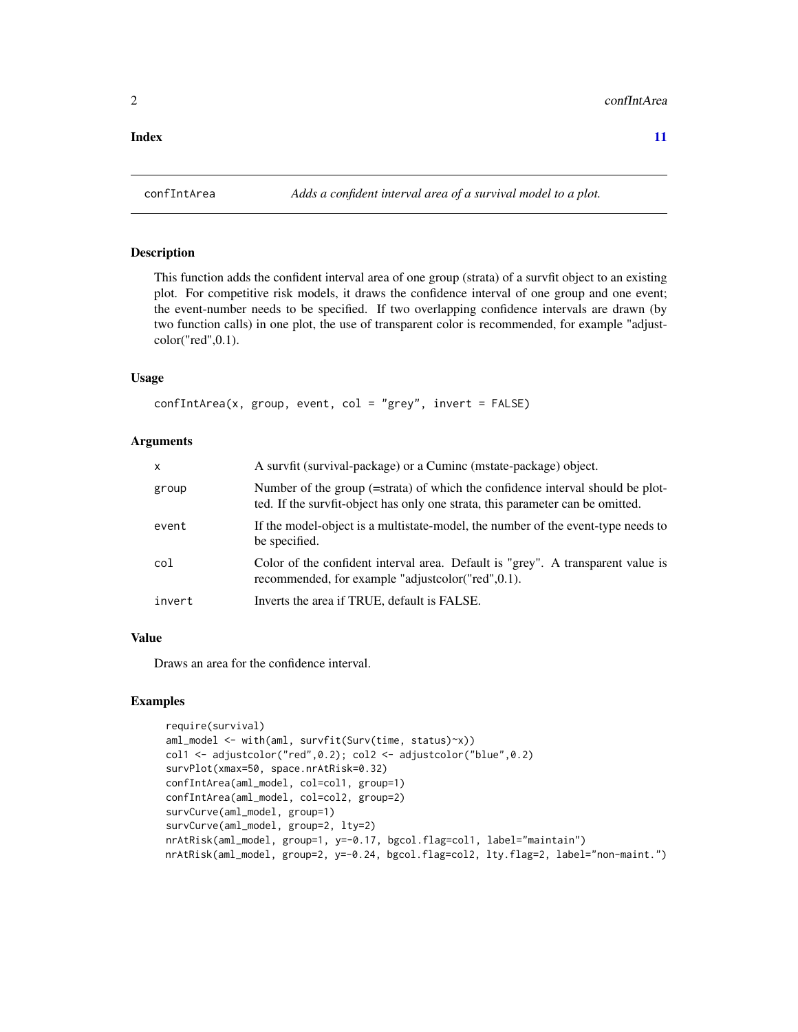**Index** **11**

---

## confIntArea — *Adds a confident interval area of a survival model to a plot.*

### Description

This function adds the confident interval area of one group (strata) of a survfit object to an existing plot. For competitive risk models, it draws the confidence interval of one group and one event; the event-number needs to be specified. If two overlapping confidence intervals are drawn (by two function calls) in one plot, the use of transparent color is recommended, for example "adjustcolor("red",0.1).

### Usage

```
confIntArea(x, group, event, col = "grey", invert = FALSE)
```

### Arguments

| | |
|---|---|
| `x` | A survfit (survival-package) or a Cuminc (mstate-package) object. |
| `group` | Number of the group (=strata) of which the confidence interval should be plotted. If the survfit-object has only one strata, this parameter can be omitted. |
| `event` | If the model-object is a multistate-model, the number of the event-type needs to be specified. |
| `col` | Color of the confident interval area. Default is "grey". A transparent value is recommended, for example "adjustcolor("red",0.1). |
| `invert` | Inverts the area if TRUE, default is FALSE. |

### Value

Draws an area for the confidence interval.

### Examples

```
require(survival)
aml_model <- with(aml, survfit(Surv(time, status)~x))
col1 <- adjustcolor("red",0.2); col2 <- adjustcolor("blue",0.2)
survPlot(xmax=50, space.nrAtRisk=0.32)
confIntArea(aml_model, col=col1, group=1)
confIntArea(aml_model, col=col2, group=2)
survCurve(aml_model, group=1)
survCurve(aml_model, group=2, lty=2)
nrAtRisk(aml_model, group=1, y=-0.17, bgcol.flag=col1, label="maintain")
nrAtRisk(aml_model, group=2, y=-0.24, bgcol.flag=col2, lty.flag=2, label="non-maint.")
```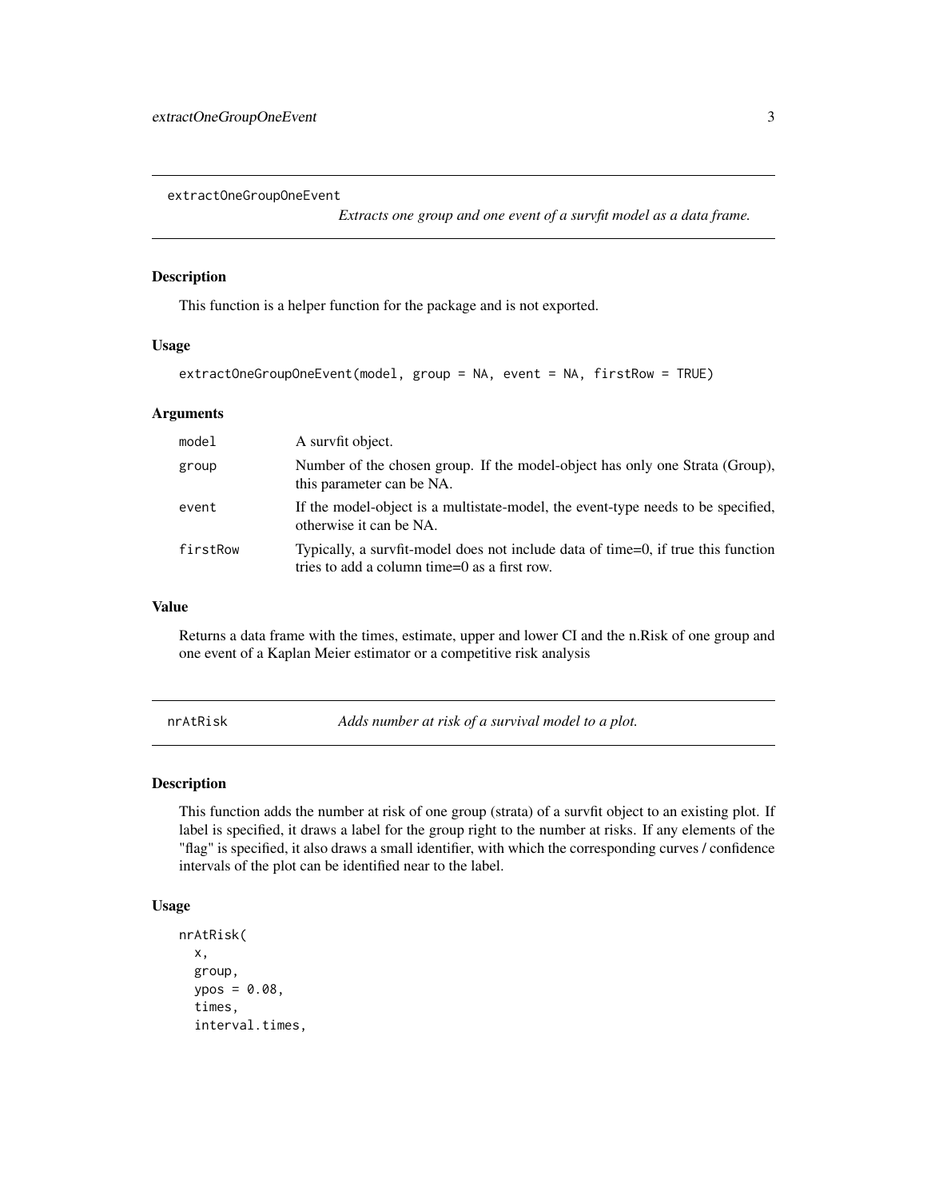## extractOneGroupOneEvent

*Extracts one group and one event of a survfit model as a data frame.*

### Description

This function is a helper function for the package and is not exported.

### Usage

```
extractOneGroupOneEvent(model, group = NA, event = NA, firstRow = TRUE)
```

### Arguments

| | |
|---|---|
| `model` | A survfit object. |
| `group` | Number of the chosen group. If the model-object has only one Strata (Group), this parameter can be NA. |
| `event` | If the model-object is a multistate-model, the event-type needs to be specified, otherwise it can be NA. |
| `firstRow` | Typically, a survfit-model does not include data of time=0, if true this function tries to add a column time=0 as a first row. |

### Value

Returns a data frame with the times, estimate, upper and lower CI and the n.Risk of one group and one event of a Kaplan Meier estimator or a competitive risk analysis

## nrAtRisk

*Adds number at risk of a survival model to a plot.*

### Description

This function adds the number at risk of one group (strata) of a survfit object to an existing plot. If label is specified, it draws a label for the group right to the number at risks. If any elements of the "flag" is specified, it also draws a small identifier, with which the corresponding curves / confidence intervals of the plot can be identified near to the label.

### Usage

```
nrAtRisk(
  x,
  group,
  ypos = 0.08,
  times,
  interval.times,
```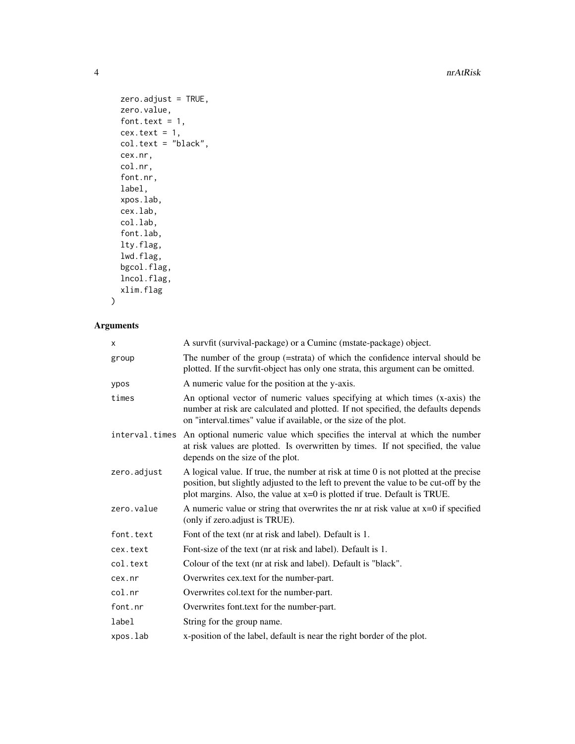```
  zero.adjust = TRUE,
  zero.value,
  font.text = 1,
  cex.text = 1,
  col.text = "black",
  cex.nr,
  col.nr,
  font.nr,
  label,
  xpos.lab,
  cex.lab,
  col.lab,
  font.lab,
  lty.flag,
  lwd.flag,
  bgcol.flag,
  lncol.flag,
  xlim.flag
)
```

## Arguments

| | |
|---|---|
| `x` | A survfit (survival-package) or a Cuminc (mstate-package) object. |
| `group` | The number of the group (=strata) of which the confidence interval should be plotted. If the survfit-object has only one strata, this argument can be omitted. |
| `ypos` | A numeric value for the position at the y-axis. |
| `times` | An optional vector of numeric values specifying at which times (x-axis) the number at risk are calculated and plotted. If not specified, the defaults depends on "interval.times" value if available, or the size of the plot. |
| `interval.times` | An optional numeric value which specifies the interval at which the number at risk values are plotted. Is overwritten by times. If not specified, the value depends on the size of the plot. |
| `zero.adjust` | A logical value. If true, the number at risk at time 0 is not plotted at the precise position, but slightly adjusted to the left to prevent the value to be cut-off by the plot margins. Also, the value at x=0 is plotted if true. Default is TRUE. |
| `zero.value` | A numeric value or string that overwrites the nr at risk value at x=0 if specified (only if zero.adjust is TRUE). |
| `font.text` | Font of the text (nr at risk and label). Default is 1. |
| `cex.text` | Font-size of the text (nr at risk and label). Default is 1. |
| `col.text` | Colour of the text (nr at risk and label). Default is "black". |
| `cex.nr` | Overwrites cex.text for the number-part. |
| `col.nr` | Overwrites col.text for the number-part. |
| `font.nr` | Overwrites font.text for the number-part. |
| `label` | String for the group name. |
| `xpos.lab` | x-position of the label, default is near the right border of the plot. |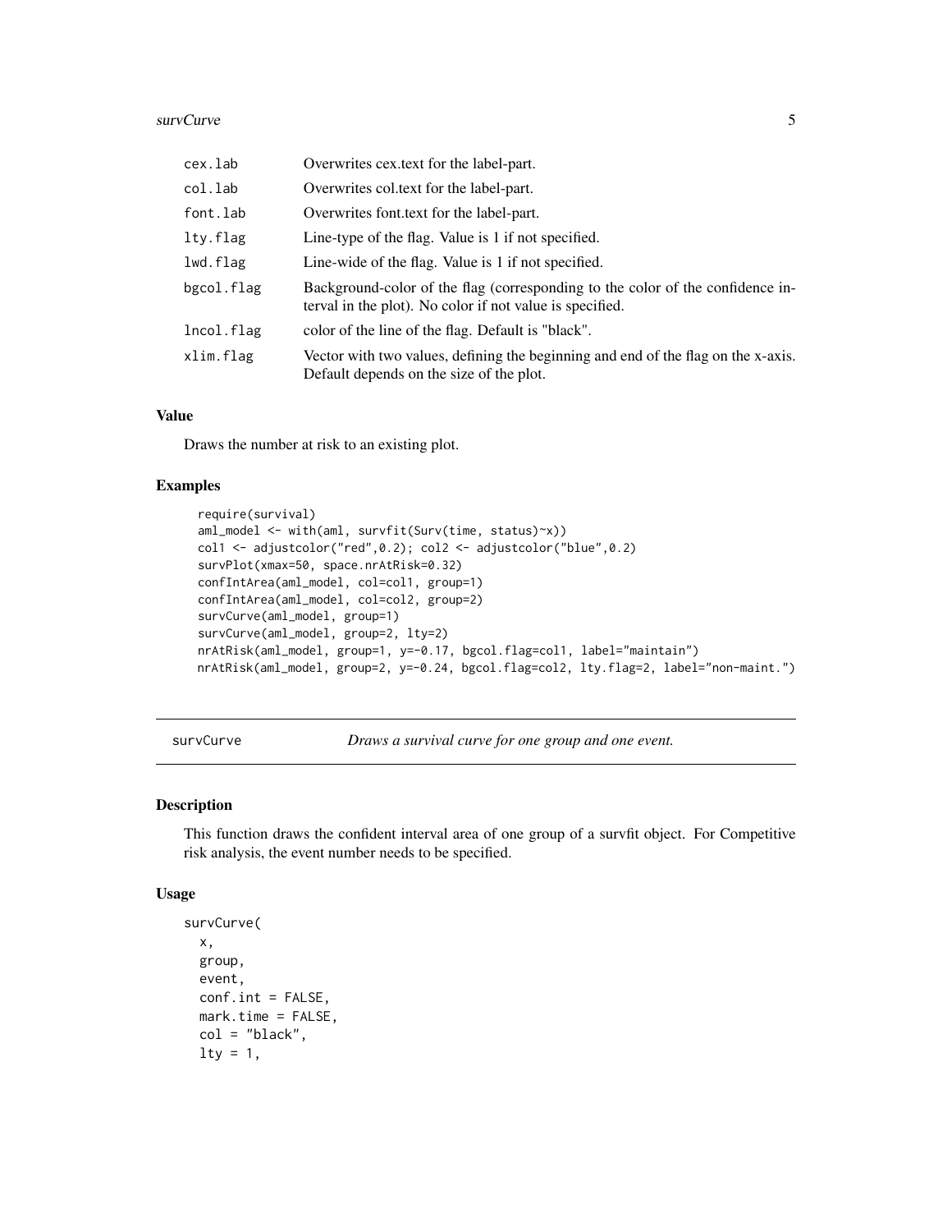| | |
|---|---|
| cex.lab | Overwrites cex.text for the label-part. |
| col.lab | Overwrites col.text for the label-part. |
| font.lab | Overwrites font.text for the label-part. |
| lty.flag | Line-type of the flag. Value is 1 if not specified. |
| lwd.flag | Line-wide of the flag. Value is 1 if not specified. |
| bgcol.flag | Background-color of the flag (corresponding to the color of the confidence interval in the plot). No color if not value is specified. |
| lncol.flag | color of the line of the flag. Default is "black". |
| xlim.flag | Vector with two values, defining the beginning and end of the flag on the x-axis. Default depends on the size of the plot. |

### Value

Draws the number at risk to an existing plot.

### Examples

```
require(survival)
aml_model <- with(aml, survfit(Surv(time, status)~x))
col1 <- adjustcolor("red",0.2); col2 <- adjustcolor("blue",0.2)
survPlot(xmax=50, space.nrAtRisk=0.32)
confIntArea(aml_model, col=col1, group=1)
confIntArea(aml_model, col=col2, group=2)
survCurve(aml_model, group=1)
survCurve(aml_model, group=2, lty=2)
nrAtRisk(aml_model, group=1, y=-0.17, bgcol.flag=col1, label="maintain")
nrAtRisk(aml_model, group=2, y=-0.24, bgcol.flag=col2, lty.flag=2, label="non-maint.")
```

---

## survCurve — *Draws a survival curve for one group and one event.*

### Description

This function draws the confident interval area of one group of a survfit object. For Competitive risk analysis, the event number needs to be specified.

### Usage

```
survCurve(
  x,
  group,
  event,
  conf.int = FALSE,
  mark.time = FALSE,
  col = "black",
  lty = 1,
```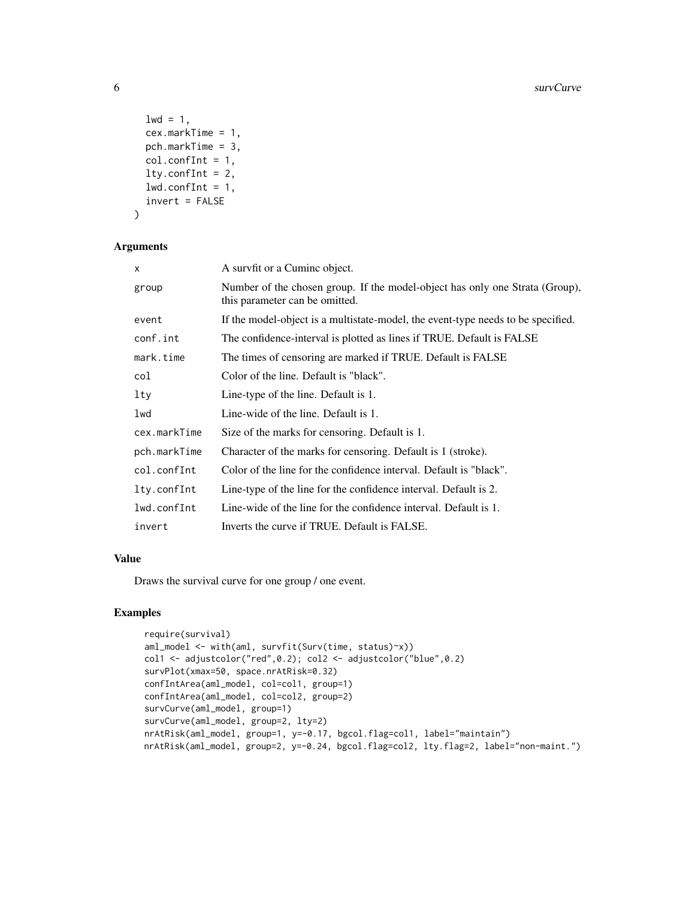```
  lwd = 1,
  cex.markTime = 1,
  pch.markTime = 3,
  col.confInt = 1,
  lty.confInt = 2,
  lwd.confInt = 1,
  invert = FALSE
)
```

## Arguments

| | |
|---|---|
| x | A survfit or a Cuminc object. |
| group | Number of the chosen group. If the model-object has only one Strata (Group), this parameter can be omitted. |
| event | If the model-object is a multistate-model, the event-type needs to be specified. |
| conf.int | The confidence-interval is plotted as lines if TRUE. Default is FALSE |
| mark.time | The times of censoring are marked if TRUE. Default is FALSE |
| col | Color of the line. Default is "black". |
| lty | Line-type of the line. Default is 1. |
| lwd | Line-wide of the line. Default is 1. |
| cex.markTime | Size of the marks for censoring. Default is 1. |
| pch.markTime | Character of the marks for censoring. Default is 1 (stroke). |
| col.confInt | Color of the line for the confidence interval. Default is "black". |
| lty.confInt | Line-type of the line for the confidence interval. Default is 2. |
| lwd.confInt | Line-wide of the line for the confidence interval. Default is 1. |
| invert | Inverts the curve if TRUE. Default is FALSE. |

## Value

Draws the survival curve for one group / one event.

## Examples

```
require(survival)
aml_model <- with(aml, survfit(Surv(time, status)~x))
col1 <- adjustcolor("red",0.2); col2 <- adjustcolor("blue",0.2)
survPlot(xmax=50, space.nrAtRisk=0.32)
confIntArea(aml_model, col=col1, group=1)
confIntArea(aml_model, col=col2, group=2)
survCurve(aml_model, group=1)
survCurve(aml_model, group=2, lty=2)
nrAtRisk(aml_model, group=1, y=-0.17, bgcol.flag=col1, label="maintain")
nrAtRisk(aml_model, group=2, y=-0.24, bgcol.flag=col2, lty.flag=2, label="non-maint.")
```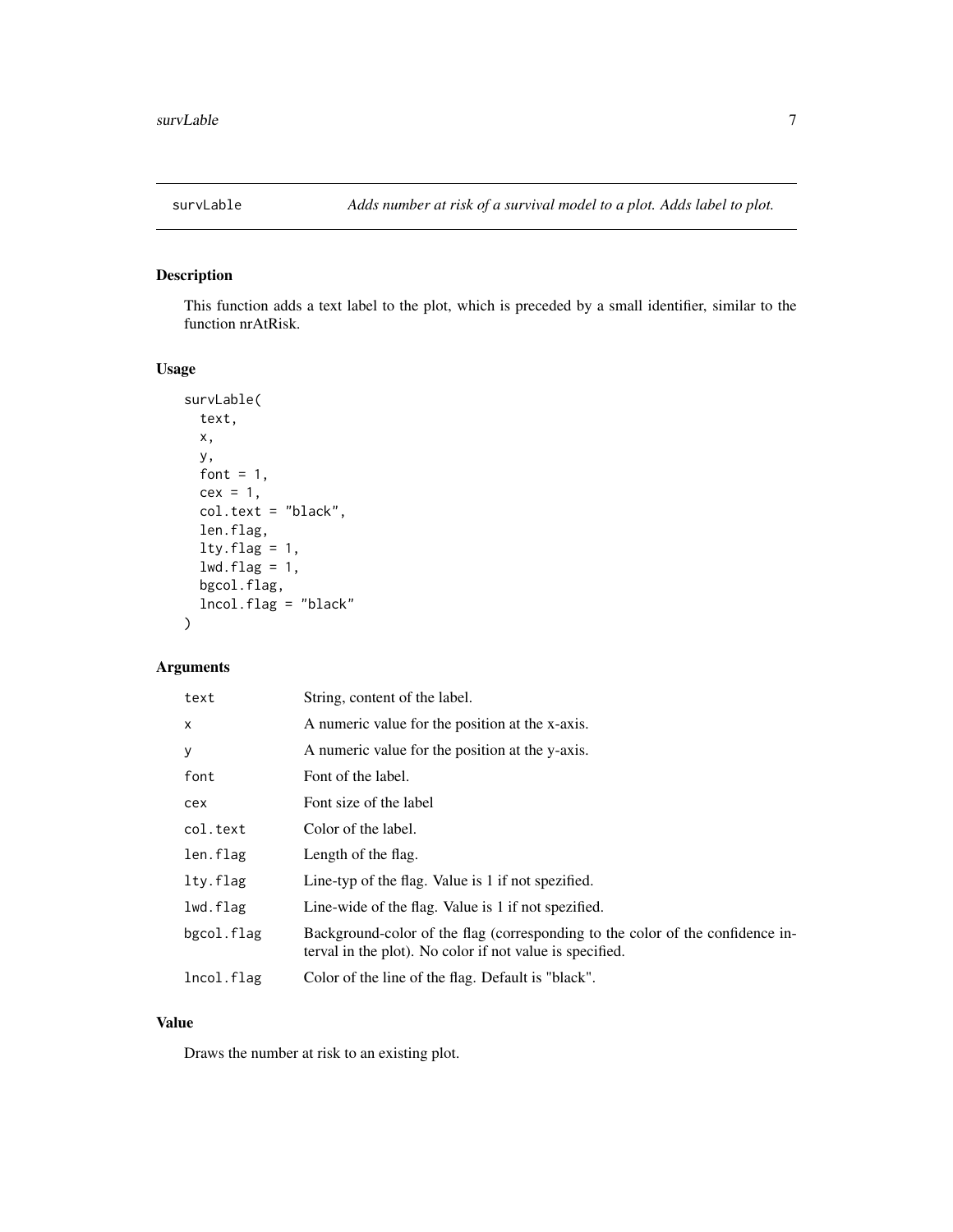# survLable — *Adds number at risk of a survival model to a plot. Adds label to plot.*

## Description

This function adds a text label to the plot, which is preceded by a small identifier, similar to the function nrAtRisk.

## Usage

```
survLable(
  text,
  x,
  y,
  font = 1,
  cex = 1,
  col.text = "black",
  len.flag,
  lty.flag = 1,
  lwd.flag = 1,
  bgcol.flag,
  lncol.flag = "black"
)
```

## Arguments

| | |
|---|---|
| `text` | String, content of the label. |
| `x` | A numeric value for the position at the x-axis. |
| `y` | A numeric value for the position at the y-axis. |
| `font` | Font of the label. |
| `cex` | Font size of the label |
| `col.text` | Color of the label. |
| `len.flag` | Length of the flag. |
| `lty.flag` | Line-typ of the flag. Value is 1 if not spezified. |
| `lwd.flag` | Line-wide of the flag. Value is 1 if not spezified. |
| `bgcol.flag` | Background-color of the flag (corresponding to the color of the confidence interval in the plot). No color if not value is specified. |
| `lncol.flag` | Color of the line of the flag. Default is "black". |

## Value

Draws the number at risk to an existing plot.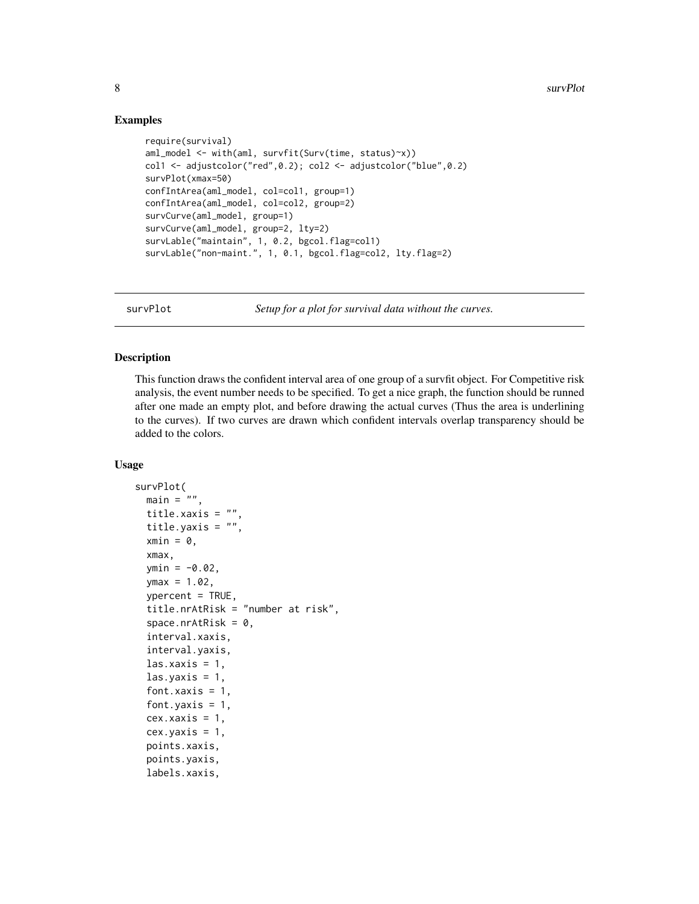## Examples

```
require(survival)
aml_model <- with(aml, survfit(Surv(time, status)~x))
col1 <- adjustcolor("red",0.2); col2 <- adjustcolor("blue",0.2)
survPlot(xmax=50)
confIntArea(aml_model, col=col1, group=1)
confIntArea(aml_model, col=col2, group=2)
survCurve(aml_model, group=1)
survCurve(aml_model, group=2, lty=2)
survLable("maintain", 1, 0.2, bgcol.flag=col1)
survLable("non-maint.", 1, 0.1, bgcol.flag=col2, lty.flag=2)
```

---

survPlot *Setup for a plot for survival data without the curves.*

---

## Description

This function draws the confident interval area of one group of a survfit object. For Competitive risk analysis, the event number needs to be specified. To get a nice graph, the function should be runned after one made an empty plot, and before drawing the actual curves (Thus the area is underlining to the curves). If two curves are drawn which confident intervals overlap transparency should be added to the colors.

## Usage

```
survPlot(
  main = "",
  title.xaxis = "",
  title.yaxis = "",
  xmin = 0,
  xmax,
  ymin = -0.02,
  ymax = 1.02,
  ypercent = TRUE,
  title.nrAtRisk = "number at risk",
  space.nrAtRisk = 0,
  interval.xaxis,
  interval.yaxis,
  las.xaxis = 1,
  las.yaxis = 1,
  font.xaxis = 1,
  font.yaxis = 1,
  cex.xaxis = 1,
  cex.yaxis = 1,
  points.xaxis,
  points.yaxis,
  labels.xaxis,
```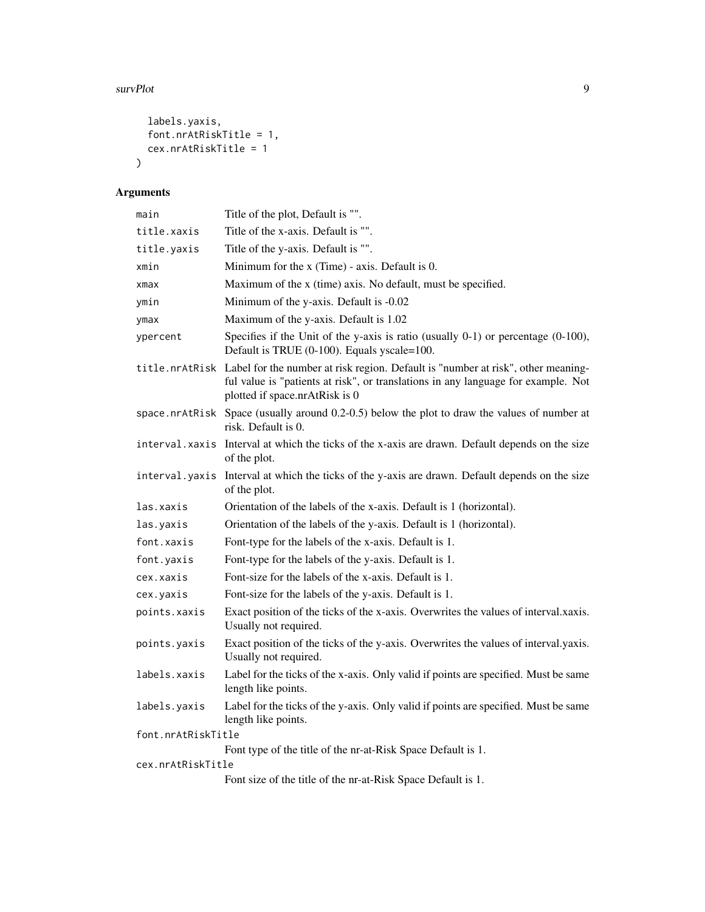```
  labels.yaxis,
  font.nrAtRiskTitle = 1,
  cex.nrAtRiskTitle = 1
)
```

## Arguments

| | |
|---|---|
| `main` | Title of the plot, Default is "". |
| `title.xaxis` | Title of the x-axis. Default is "". |
| `title.yaxis` | Title of the y-axis. Default is "". |
| `xmin` | Minimum for the x (Time) - axis. Default is 0. |
| `xmax` | Maximum of the x (time) axis. No default, must be specified. |
| `ymin` | Minimum of the y-axis. Default is -0.02 |
| `ymax` | Maximum of the y-axis. Default is 1.02 |
| `ypercent` | Specifies if the Unit of the y-axis is ratio (usually 0-1) or percentage (0-100), Default is TRUE (0-100). Equals yscale=100. |
| `title.nrAtRisk` | Label for the number at risk region. Default is "number at risk", other meaningful value is "patients at risk", or translations in any language for example. Not plotted if space.nrAtRisk is 0 |
| `space.nrAtRisk` | Space (usually around 0.2-0.5) below the plot to draw the values of number at risk. Default is 0. |
| `interval.xaxis` | Interval at which the ticks of the x-axis are drawn. Default depends on the size of the plot. |
| `interval.yaxis` | Interval at which the ticks of the y-axis are drawn. Default depends on the size of the plot. |
| `las.xaxis` | Orientation of the labels of the x-axis. Default is 1 (horizontal). |
| `las.yaxis` | Orientation of the labels of the y-axis. Default is 1 (horizontal). |
| `font.xaxis` | Font-type for the labels of the x-axis. Default is 1. |
| `font.yaxis` | Font-type for the labels of the y-axis. Default is 1. |
| `cex.xaxis` | Font-size for the labels of the x-axis. Default is 1. |
| `cex.yaxis` | Font-size for the labels of the y-axis. Default is 1. |
| `points.xaxis` | Exact position of the ticks of the x-axis. Overwrites the values of interval.xaxis. Usually not required. |
| `points.yaxis` | Exact position of the ticks of the y-axis. Overwrites the values of interval.yaxis. Usually not required. |
| `labels.xaxis` | Label for the ticks of the x-axis. Only valid if points are specified. Must be same length like points. |
| `labels.yaxis` | Label for the ticks of the y-axis. Only valid if points are specified. Must be same length like points. |
| `font.nrAtRiskTitle` | Font type of the title of the nr-at-Risk Space Default is 1. |
| `cex.nrAtRiskTitle` | Font size of the title of the nr-at-Risk Space Default is 1. |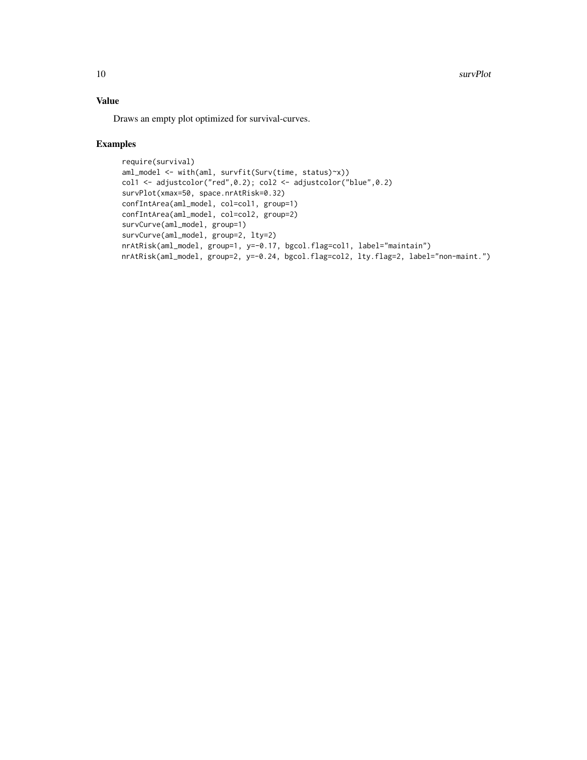## Value

Draws an empty plot optimized for survival-curves.

## Examples

```
require(survival)
aml_model <- with(aml, survfit(Surv(time, status)~x))
col1 <- adjustcolor("red",0.2); col2 <- adjustcolor("blue",0.2)
survPlot(xmax=50, space.nrAtRisk=0.32)
confIntArea(aml_model, col=col1, group=1)
confIntArea(aml_model, col=col2, group=2)
survCurve(aml_model, group=1)
survCurve(aml_model, group=2, lty=2)
nrAtRisk(aml_model, group=1, y=-0.17, bgcol.flag=col1, label="maintain")
nrAtRisk(aml_model, group=2, y=-0.24, bgcol.flag=col2, lty.flag=2, label="non-maint.")
```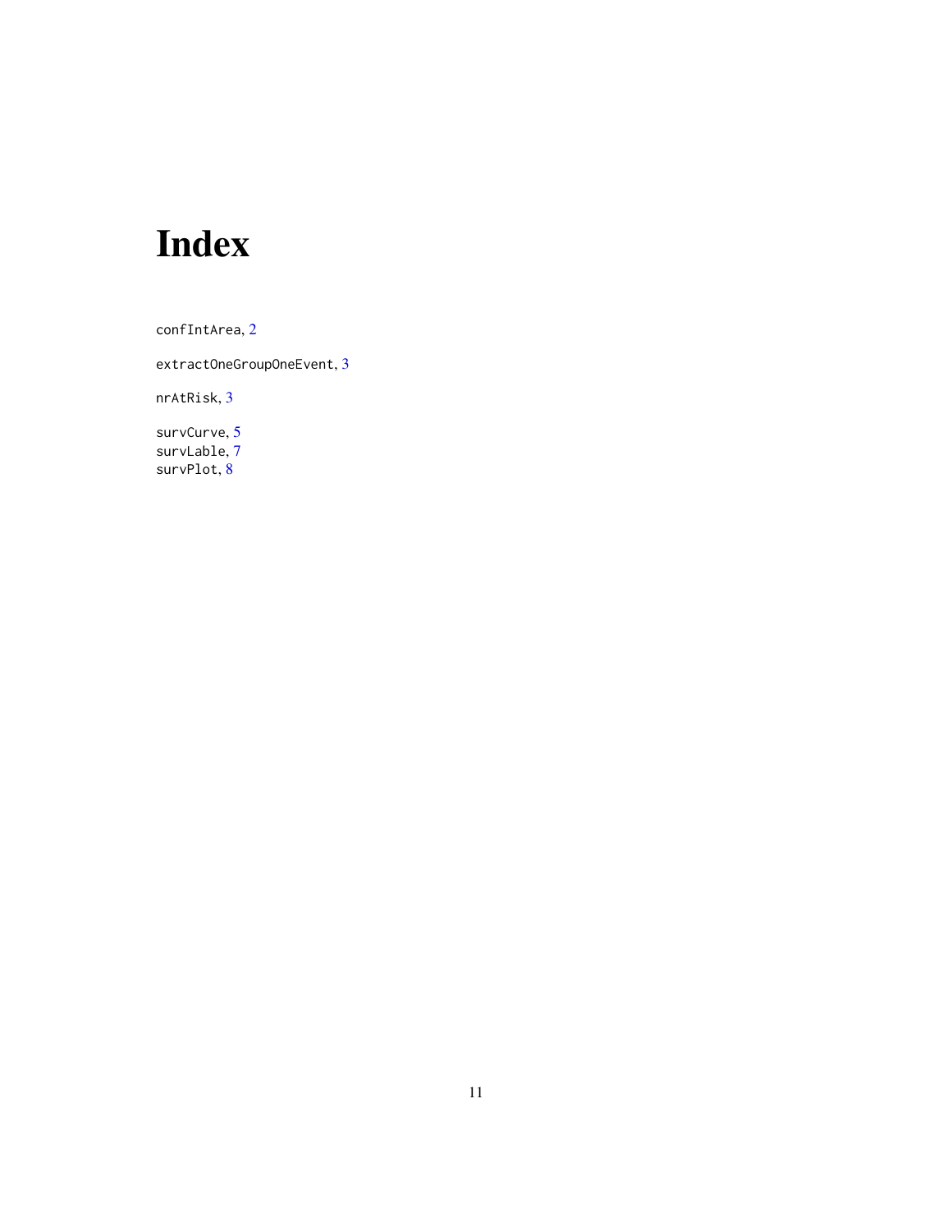# Index

confIntArea, 2

extractOneGroupOneEvent, 3

nrAtRisk, 3

survCurve, 5
survLable, 7
survPlot, 8